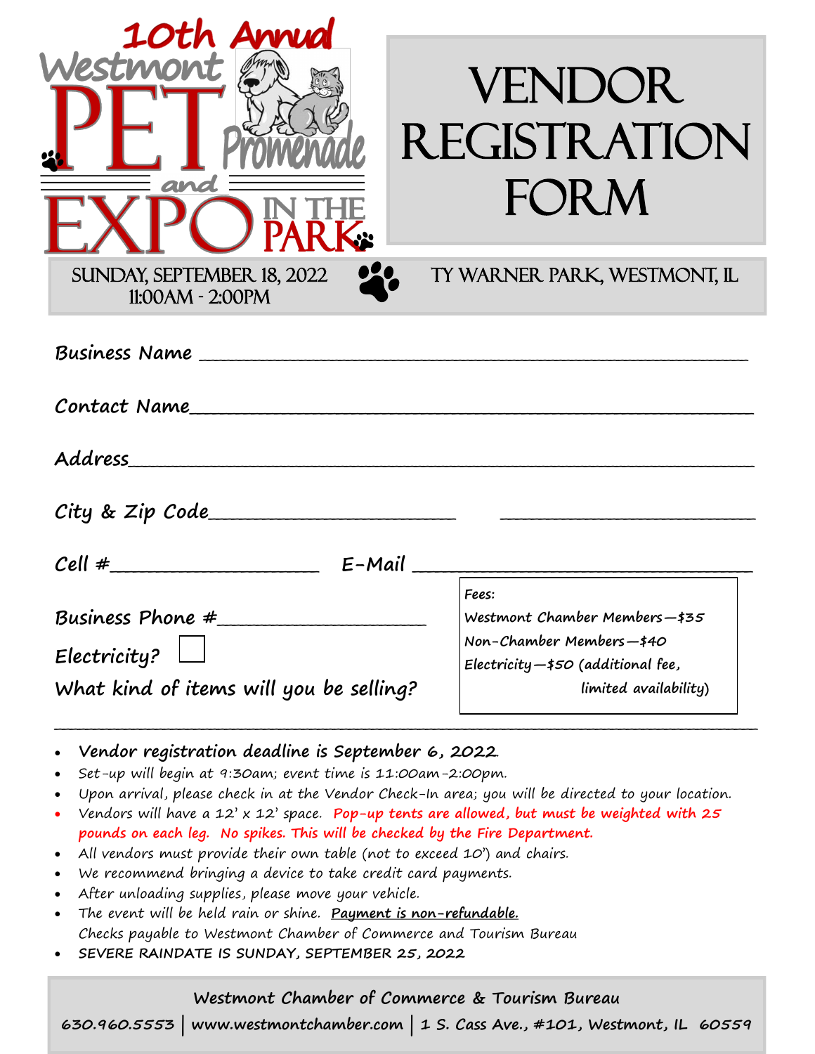# 10th Annual Westmont PET Promenade and EXPO IN THE PARK

# VENDOR REGISTRATION FORM

SUNDAY, SEPTEMBER 18, 2022
11:00AM - 2:00PM

TY WARNER PARK, WESTMONT, IL

**Business Name** ______________________________________________

**Contact Name** ______________________________________________

**Address** ______________________________________________

**City & Zip Code** ______________________ ______________________

**Cell #** ____________________ **E-Mail** ______________________________

**Business Phone #** ____________________

**Electricity?** ☐

**What kind of items will you be selling?**

______________________________________________________________________

**Fees:**
- Westmont Chamber Members—$35
- Non-Chamber Members—$40
- Electricity—$50 (additional fee, limited availability)

- **Vendor registration deadline is September 6, 2022.**
- Set-up will begin at 9:30am; event time is 11:00am-2:00pm.
- Upon arrival, please check in at the Vendor Check-In area; you will be directed to your location.
- Vendors will have a 12' x 12' space. **Pop-up tents are allowed, but must be weighted with 25 pounds on each leg. No spikes. This will be checked by the Fire Department.**
- All vendors must provide their own table (not to exceed 10') and chairs.
- We recommend bringing a device to take credit card payments.
- After unloading supplies, please move your vehicle.
- The event will be held rain or shine. **Payment is non-refundable.**
  Checks payable to Westmont Chamber of Commerce and Tourism Bureau
- **SEVERE RAINDATE IS SUNDAY, SEPTEMBER 25, 2022**

**Westmont Chamber of Commerce & Tourism Bureau**

**630.960.5553 | www.westmontchamber.com | 1 S. Cass Ave., #101, Westmont, IL 60559**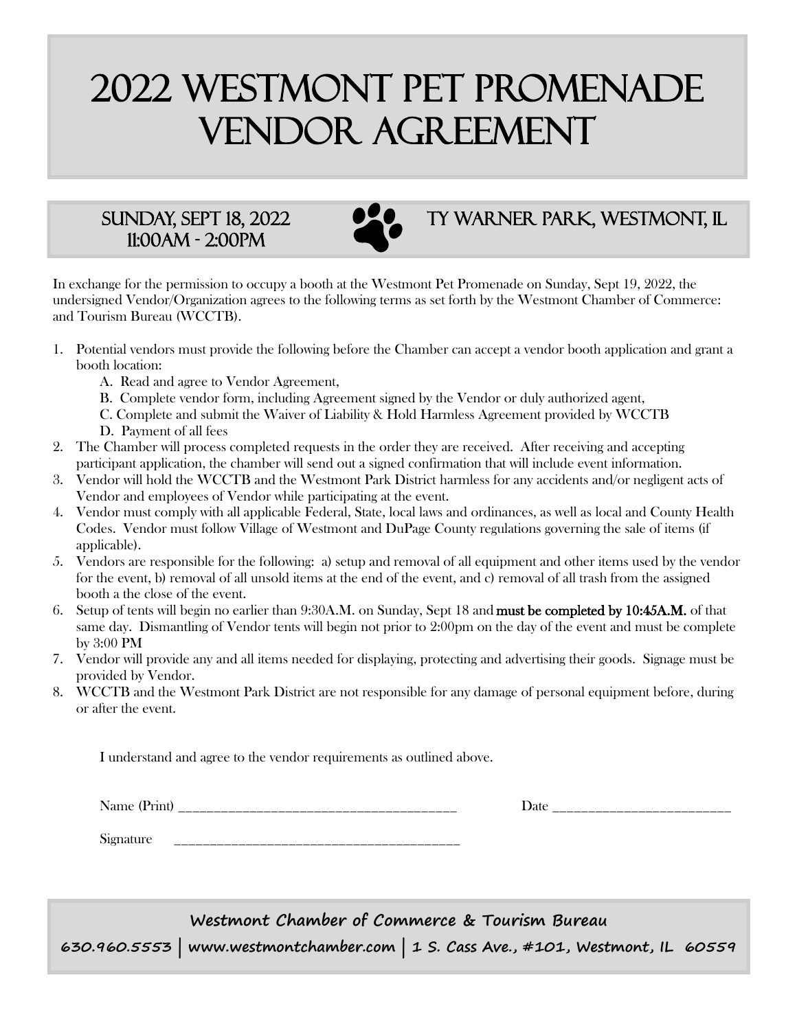# 2022 Westmont Pet Promenade Vendor Agreement

**Sunday, Sept 18, 2022**
**11:00AM - 2:00PM**

**Ty Warner Park, Westmont, IL**

In exchange for the permission to occupy a booth at the Westmont Pet Promenade on Sunday, Sept 19, 2022, the undersigned Vendor/Organization agrees to the following terms as set forth by the Westmont Chamber of Commerce: and Tourism Bureau (WCCTB).

1. Potential vendors must provide the following before the Chamber can accept a vendor booth application and grant a booth location:
   A. Read and agree to Vendor Agreement,
   B. Complete vendor form, including Agreement signed by the Vendor or duly authorized agent,
   C. Complete and submit the Waiver of Liability & Hold Harmless Agreement provided by WCCTB
   D. Payment of all fees
2. The Chamber will process completed requests in the order they are received. After receiving and accepting participant application, the chamber will send out a signed confirmation that will include event information.
3. Vendor will hold the WCCTB and the Westmont Park District harmless for any accidents and/or negligent acts of Vendor and employees of Vendor while participating at the event.
4. Vendor must comply with all applicable Federal, State, local laws and ordinances, as well as local and County Health Codes. Vendor must follow Village of Westmont and DuPage County regulations governing the sale of items (if applicable).
5. Vendors are responsible for the following: a) setup and removal of all equipment and other items used by the vendor for the event, b) removal of all unsold items at the end of the event, and c) removal of all trash from the assigned booth a the close of the event.
6. Setup of tents will begin no earlier than 9:30A.M. on Sunday, Sept 18 and **must be completed by 10:45A.M.** of that same day. Dismantling of Vendor tents will begin not prior to 2:00pm on the day of the event and must be complete by 3:00 PM
7. Vendor will provide any and all items needed for displaying, protecting and advertising their goods. Signage must be provided by Vendor.
8. WCCTB and the Westmont Park District are not responsible for any damage of personal equipment before, during or after the event.

I understand and agree to the vendor requirements as outlined above.

Name (Print) ________________________________________ Date ________________________

Signature ________________________________________

**Westmont Chamber of Commerce & Tourism Bureau**

**630.960.5553 | www.westmontchamber.com | 1 S. Cass Ave., #101, Westmont, IL 60559**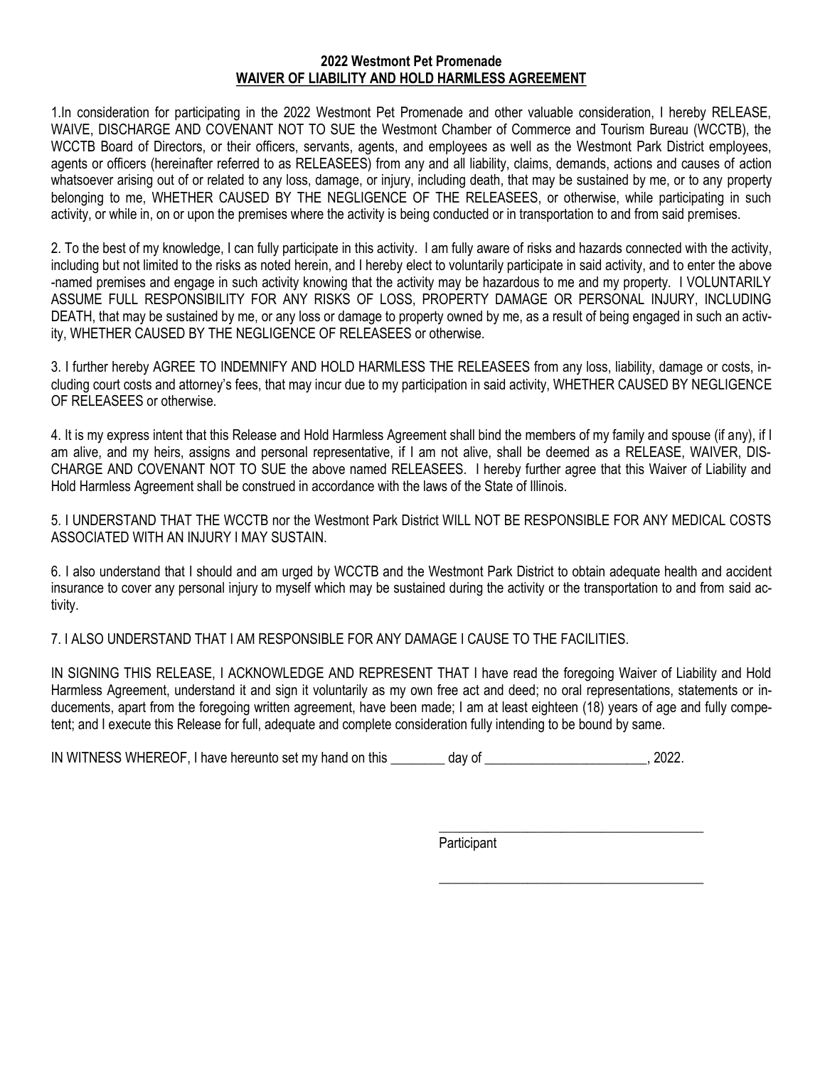**2022 Westmont Pet Promenade**
**WAIVER OF LIABILITY AND HOLD HARMLESS AGREEMENT**

1.In consideration for participating in the 2022 Westmont Pet Promenade and other valuable consideration, I hereby RELEASE, WAIVE, DISCHARGE AND COVENANT NOT TO SUE the Westmont Chamber of Commerce and Tourism Bureau (WCCTB), the WCCTB Board of Directors, or their officers, servants, agents, and employees as well as the Westmont Park District employees, agents or officers (hereinafter referred to as RELEASEES) from any and all liability, claims, demands, actions and causes of action whatsoever arising out of or related to any loss, damage, or injury, including death, that may be sustained by me, or to any property belonging to me, WHETHER CAUSED BY THE NEGLIGENCE OF THE RELEASEES, or otherwise, while participating in such activity, or while in, on or upon the premises where the activity is being conducted or in transportation to and from said premises.

2. To the best of my knowledge, I can fully participate in this activity. I am fully aware of risks and hazards connected with the activity, including but not limited to the risks as noted herein, and I hereby elect to voluntarily participate in said activity, and to enter the above-named premises and engage in such activity knowing that the activity may be hazardous to me and my property. I VOLUNTARILY ASSUME FULL RESPONSIBILITY FOR ANY RISKS OF LOSS, PROPERTY DAMAGE OR PERSONAL INJURY, INCLUDING DEATH, that may be sustained by me, or any loss or damage to property owned by me, as a result of being engaged in such an activity, WHETHER CAUSED BY THE NEGLIGENCE OF RELEASEES or otherwise.

3. I further hereby AGREE TO INDEMNIFY AND HOLD HARMLESS THE RELEASEES from any loss, liability, damage or costs, including court costs and attorney's fees, that may incur due to my participation in said activity, WHETHER CAUSED BY NEGLIGENCE OF RELEASEES or otherwise.

4. It is my express intent that this Release and Hold Harmless Agreement shall bind the members of my family and spouse (if any), if I am alive, and my heirs, assigns and personal representative, if I am not alive, shall be deemed as a RELEASE, WAIVER, DISCHARGE AND COVENANT NOT TO SUE the above named RELEASEES. I hereby further agree that this Waiver of Liability and Hold Harmless Agreement shall be construed in accordance with the laws of the State of Illinois.

5. I UNDERSTAND THAT THE WCCTB nor the Westmont Park District WILL NOT BE RESPONSIBLE FOR ANY MEDICAL COSTS ASSOCIATED WITH AN INJURY I MAY SUSTAIN.

6. I also understand that I should and am urged by WCCTB and the Westmont Park District to obtain adequate health and accident insurance to cover any personal injury to myself which may be sustained during the activity or the transportation to and from said activity.

7. I ALSO UNDERSTAND THAT I AM RESPONSIBLE FOR ANY DAMAGE I CAUSE TO THE FACILITIES.

IN SIGNING THIS RELEASE, I ACKNOWLEDGE AND REPRESENT THAT I have read the foregoing Waiver of Liability and Hold Harmless Agreement, understand it and sign it voluntarily as my own free act and deed; no oral representations, statements or inducements, apart from the foregoing written agreement, have been made; I am at least eighteen (18) years of age and fully competent; and I execute this Release for full, adequate and complete consideration fully intending to be bound by same.

IN WITNESS WHEREOF, I have hereunto set my hand on this ________ day of ________________________, 2022.

________________________________________
Participant

________________________________________